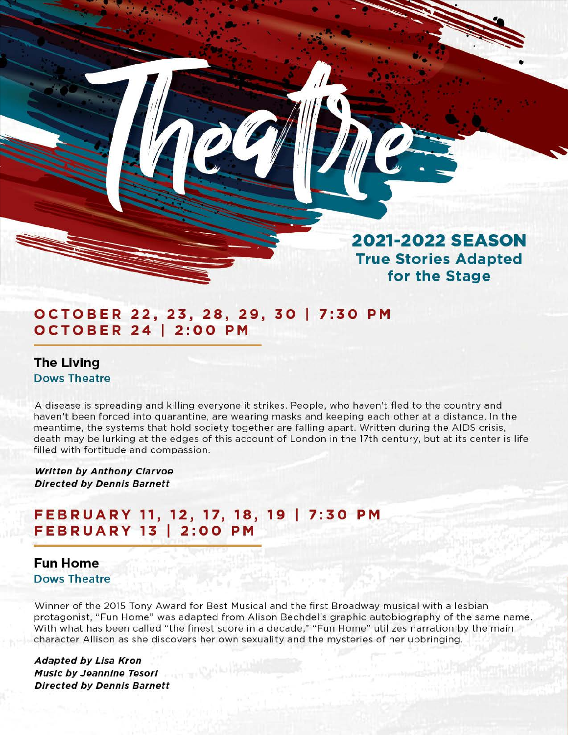# Theatre

## 2021-2022 SEASON
**True Stories Adapted for the Stage**

### OCTOBER 22, 23, 28, 29, 30 | 7:30 PM
### OCTOBER 24 | 2:00 PM

**The Living**
Dows Theatre

A disease is spreading and killing everyone it strikes. People, who haven't fled to the country and haven't been forced into quarantine, are wearing masks and keeping each other at a distance. In the meantime, the systems that hold society together are falling apart. Written during the AIDS crisis, death may be lurking at the edges of this account of London in the 17th century, but at its center is life filled with fortitude and compassion.

***Written by Anthony Clarvoe***
***Directed by Dennis Barnett***

### FEBRUARY 11, 12, 17, 18, 19 | 7:30 PM
### FEBRUARY 13 | 2:00 PM

**Fun Home**
Dows Theatre

Winner of the 2015 Tony Award for Best Musical and the first Broadway musical with a lesbian protagonist, "Fun Home" was adapted from Alison Bechdel's graphic autobiography of the same name. With what has been called "the finest score in a decade," "Fun Home" utilizes narration by the main character Allison as she discovers her own sexuality and the mysteries of her upbringing.

***Adapted by Lisa Kron***
***Music by Jeannine Tesori***
***Directed by Dennis Barnett***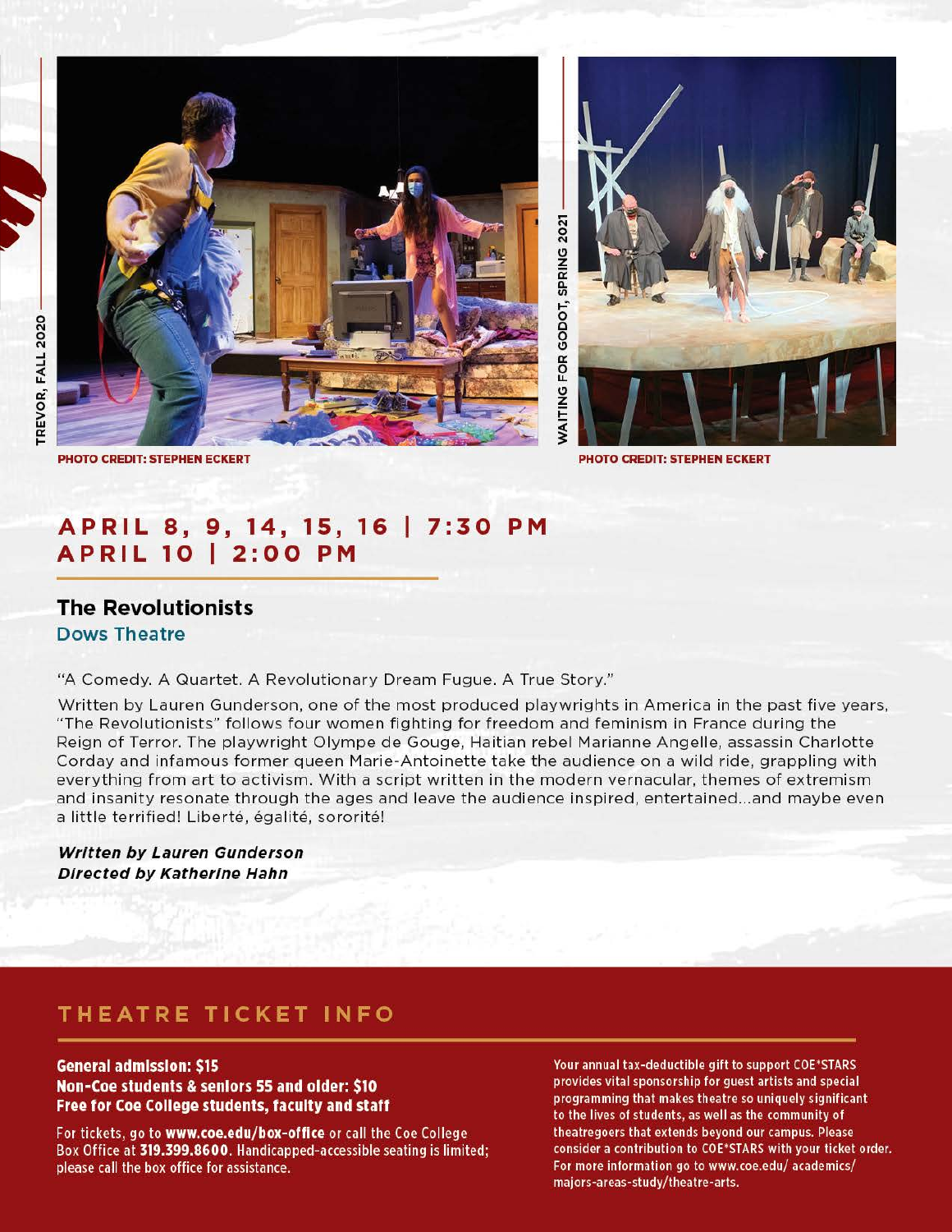TREVOR, FALL 2020

PHOTO CREDIT: STEPHEN ECKERT

WAITING FOR GODOT, SPRING 2021

PHOTO CREDIT: STEPHEN ECKERT

## APRIL 8, 9, 14, 15, 16 | 7:30 PM
## APRIL 10 | 2:00 PM

### The Revolutionists

Dows Theatre

"A Comedy. A Quartet. A Revolutionary Dream Fugue. A True Story."

Written by Lauren Gunderson, one of the most produced playwrights in America in the past five years, "The Revolutionists" follows four women fighting for freedom and feminism in France during the Reign of Terror. The playwright Olympe de Gouge, Haitian rebel Marianne Angelle, assassin Charlotte Corday and infamous former queen Marie-Antoinette take the audience on a wild ride, grappling with everything from art to activism. With a script written in the modern vernacular, themes of extremism and insanity resonate through the ages and leave the audience inspired, entertained...and maybe even a little terrified! Liberté, égalité, sororité!

***Written by Lauren Gunderson***
***Directed by Katherine Hahn***

## THEATRE TICKET INFO

**General admission: $15**
**Non-Coe students & seniors 55 and older: $10**
**Free for Coe College students, faculty and staff**

For tickets, go to **www.coe.edu/box-office** or call the Coe College Box Office at **319.399.8600**. Handicapped-accessible seating is limited; please call the box office for assistance.

Your annual tax-deductible gift to support COE*STARS provides vital sponsorship for guest artists and special programming that makes theatre so uniquely significant to the lives of students, as well as the community of theatregoers that extends beyond our campus. Please consider a contribution to COE*STARS with your ticket order. For more information go to www.coe.edu/ academics/ majors-areas-study/theatre-arts.